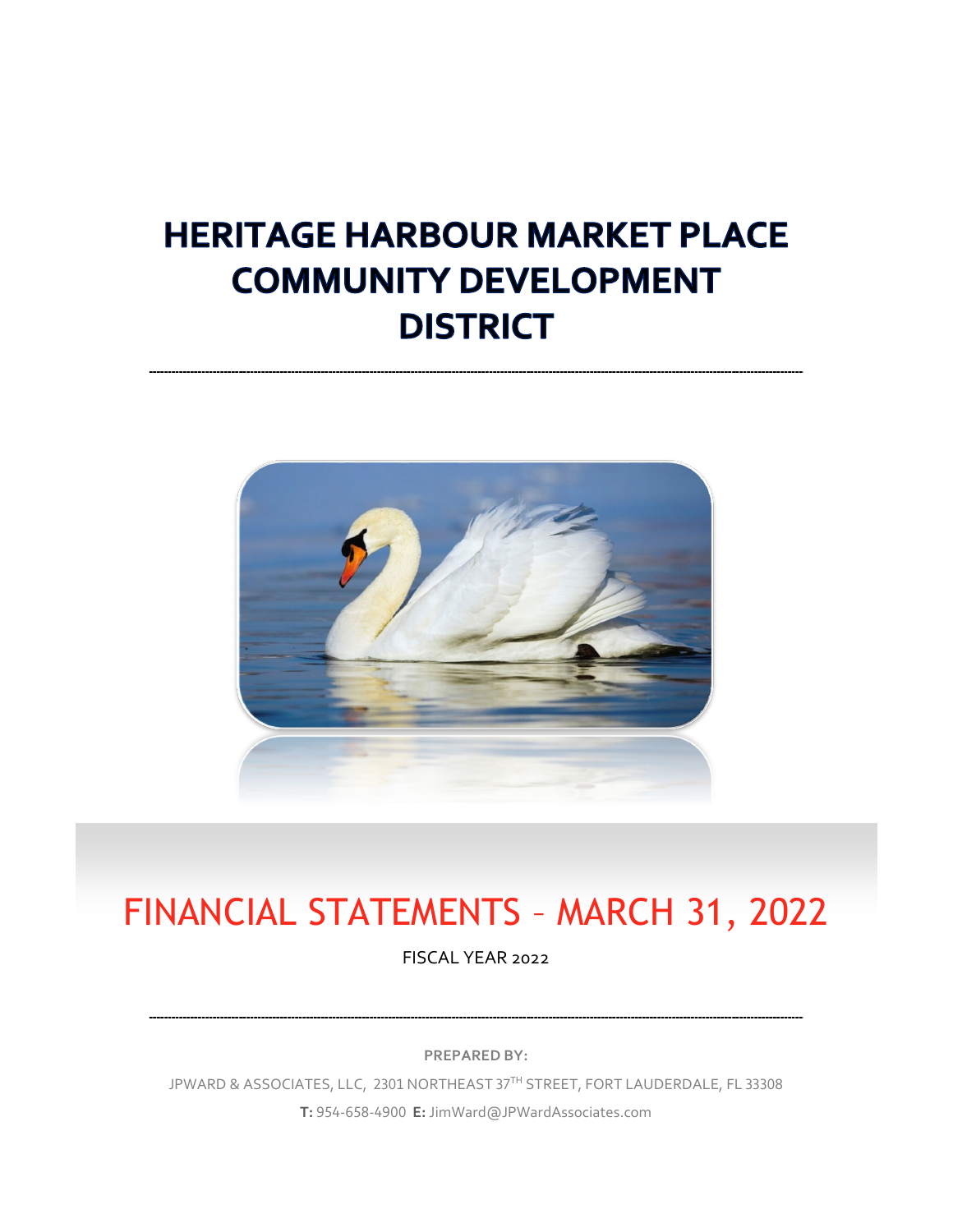# HERITAGE HARBOUR MARKET PLACE COMMUNITY DEVELOPMENT DISTRICT

## FINANCIAL STATEMENTS – MARCH 31, 2022

FISCAL YEAR 2022

**PREPARED BY:**

JPWARD & ASSOCIATES, LLC, 2301 NORTHEAST 37TH STREET, FORT LAUDERDALE, FL 33308

**T:** 954-658-4900 **E:** JimWard@JPWardAssociates.com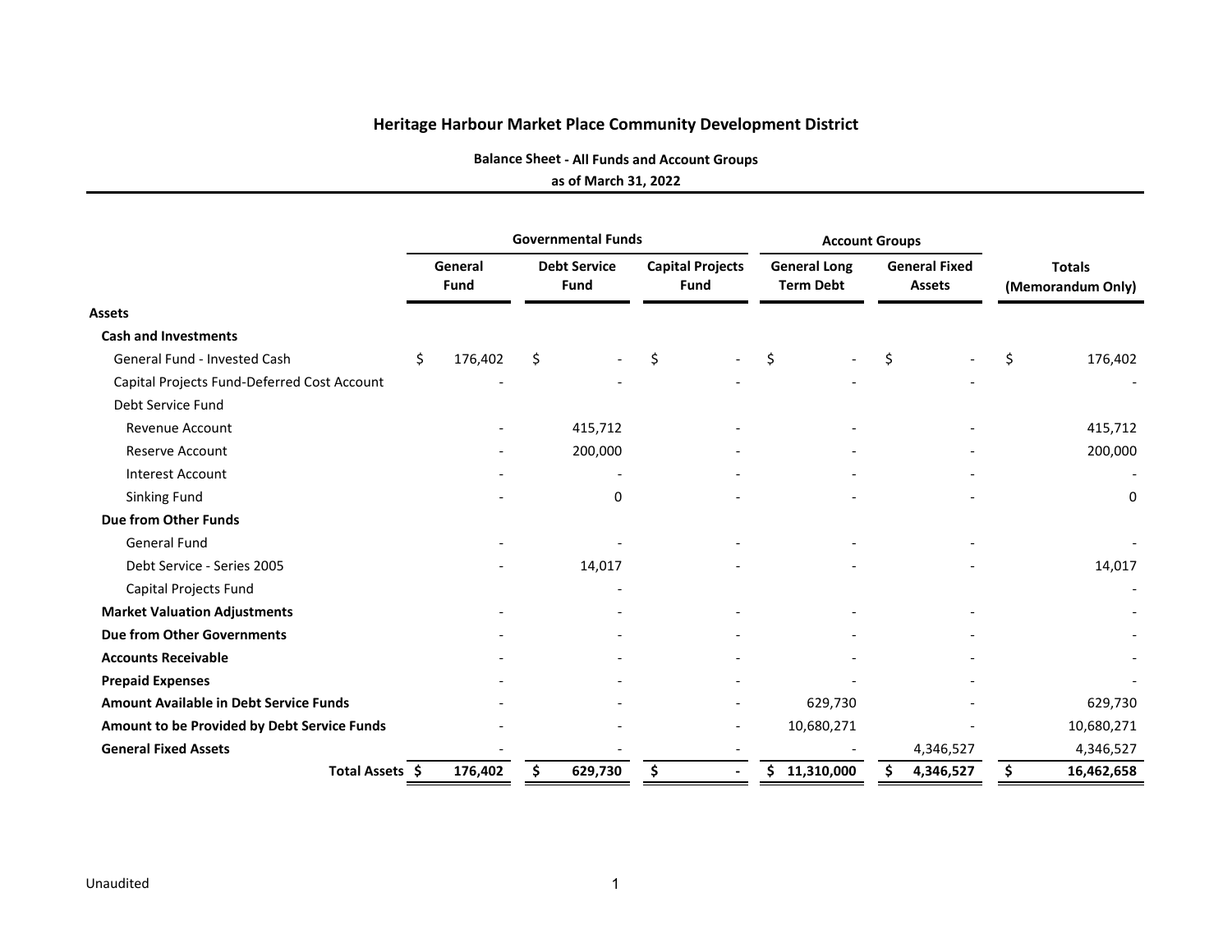# Heritage Harbour Market Place Community Development District

## Balance Sheet - All Funds and Account Groups

### as of March 31, 2022

| | Governmental Funds | | | Account Groups | | |
|---|---|---|---|---|---|---|
| | **General Fund** | **Debt Service Fund** | **Capital Projects Fund** | **General Long Term Debt** | **General Fixed Assets** | **Totals (Memorandum Only)** |
| **Assets** | | | | | | |
| **Cash and Investments** | | | | | | |
| General Fund - Invested Cash | $ 176,402 | $ - | $ - | $ - | $ - | $ 176,402 |
| Capital Projects Fund-Deferred Cost Account | - | - | - | - | - | - |
| Debt Service Fund | | | | | | |
| Revenue Account | - | 415,712 | - | - | - | 415,712 |
| Reserve Account | - | 200,000 | - | - | - | 200,000 |
| Interest Account | - | - | - | - | - | - |
| Sinking Fund | - | 0 | - | - | - | 0 |
| **Due from Other Funds** | | | | | | |
| General Fund | - | - | - | - | - | - |
| Debt Service - Series 2005 | - | 14,017 | - | - | - | 14,017 |
| Capital Projects Fund | | - | | | | - |
| **Market Valuation Adjustments** | - | - | - | - | - | - |
| **Due from Other Governments** | - | - | - | - | - | - |
| **Accounts Receivable** | - | - | - | - | - | - |
| **Prepaid Expenses** | - | - | - | - | - | - |
| **Amount Available in Debt Service Funds** | - | - | - | 629,730 | - | 629,730 |
| **Amount to be Provided by Debt Service Funds** | - | - | - | 10,680,271 | - | 10,680,271 |
| **General Fixed Assets** | - | - | - | - | 4,346,527 | 4,346,527 |
| **Total Assets** | **$ 176,402** | **$ 629,730** | **$ -** | **$ 11,310,000** | **$ 4,346,527** | **$ 16,462,658** |

Unaudited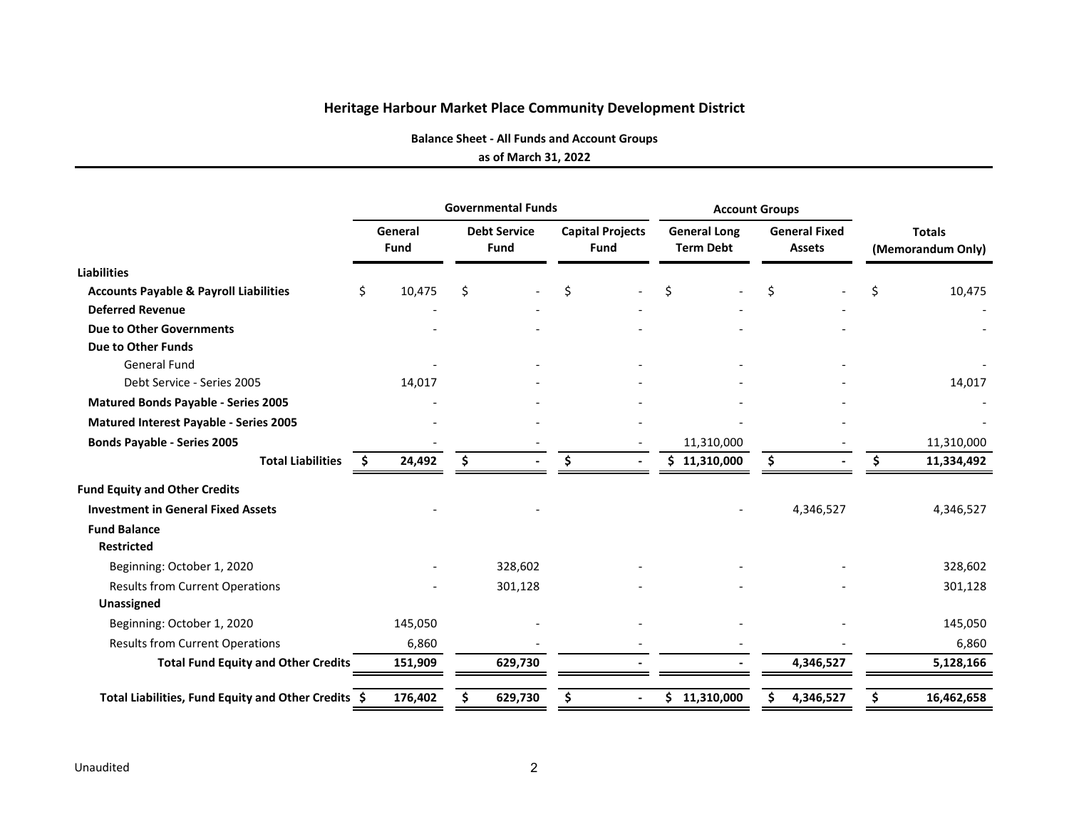## Heritage Harbour Market Place Community Development District

### Balance Sheet - All Funds and Account Groups

**as of March 31, 2022**

| | Governmental Funds | | | Account Groups | | |
|---|---|---|---|---|---|---|
| | General Fund | Debt Service Fund | Capital Projects Fund | General Long Term Debt | General Fixed Assets | Totals (Memorandum Only) |
| **Liabilities** | | | | | | |
| **Accounts Payable & Payroll Liabilities** | $ 10,475 | $ - | $ - | $ - | $ - | $ 10,475 |
| **Deferred Revenue** | - | - | - | - | - | - |
| **Due to Other Governments** | - | - | - | - | - | - |
| **Due to Other Funds** | | | | | | |
| General Fund | - | - | - | - | - | - |
| Debt Service - Series 2005 | 14,017 | - | - | - | - | 14,017 |
| **Matured Bonds Payable - Series 2005** | - | - | - | - | - | - |
| **Matured Interest Payable - Series 2005** | - | - | - | - | - | - |
| **Bonds Payable - Series 2005** | - | - | - | 11,310,000 | - | 11,310,000 |
| **Total Liabilities** | **$ 24,492** | **$ -** | **$ -** | **$ 11,310,000** | **$ -** | **$ 11,334,492** |
| **Fund Equity and Other Credits** | | | | | | |
| **Investment in General Fixed Assets** | - | - | | - | 4,346,527 | 4,346,527 |
| **Fund Balance** | | | | | | |
| **Restricted** | | | | | | |
| Beginning: October 1, 2020 | - | 328,602 | - | - | - | 328,602 |
| Results from Current Operations | - | 301,128 | - | - | - | 301,128 |
| **Unassigned** | | | | | | |
| Beginning: October 1, 2020 | 145,050 | - | - | - | - | 145,050 |
| Results from Current Operations | 6,860 | - | - | - | - | 6,860 |
| **Total Fund Equity and Other Credits** | **151,909** | **629,730** | **-** | **-** | **4,346,527** | **5,128,166** |
| **Total Liabilities, Fund Equity and Other Credits** | **$ 176,402** | **$ 629,730** | **$ -** | **$ 11,310,000** | **$ 4,346,527** | **$ 16,462,658** |

Unaudited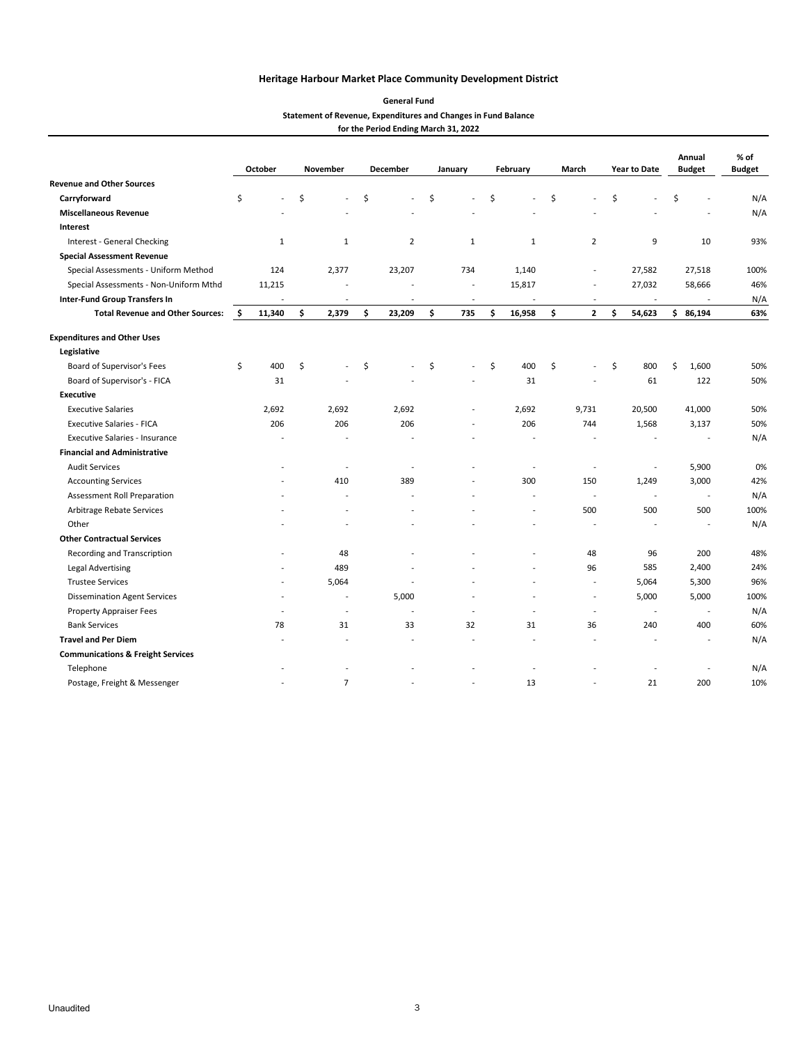# Heritage Harbour Market Place Community Development District

**General Fund**

**Statement of Revenue, Expenditures and Changes in Fund Balance**

**for the Period Ending March 31, 2022**

| | October | November | December | January | February | March | Year to Date | Annual Budget | % of Budget |
|---|---|---|---|---|---|---|---|---|---|
| **Revenue and Other Sources** | | | | | | | | | |
| **Carryforward** | $ - | $ - | $ - | $ - | $ - | $ - | $ - | $ - | N/A |
| **Miscellaneous Revenue** | - | - | - | - | - | - | - | - | N/A |
| **Interest** | | | | | | | | | |
| Interest - General Checking | 1 | 1 | 2 | 1 | 1 | 2 | 9 | 10 | 93% |
| **Special Assessment Revenue** | | | | | | | | | |
| Special Assessments - Uniform Method | 124 | 2,377 | 23,207 | 734 | 1,140 | - | 27,582 | 27,518 | 100% |
| Special Assessments - Non-Uniform Mthd | 11,215 | - | - | - | 15,817 | - | 27,032 | 58,666 | 46% |
| **Inter-Fund Group Transfers In** | - | - | - | - | - | - | - | - | N/A |
| **Total Revenue and Other Sources:** | **$ 11,340** | **$ 2,379** | **$ 23,209** | **$ 735** | **$ 16,958** | **$ 2** | **$ 54,623** | **$ 86,194** | **63%** |
| **Expenditures and Other Uses** | | | | | | | | | |
| **Legislative** | | | | | | | | | |
| Board of Supervisor's Fees | $ 400 | $ - | $ - | $ - | $ 400 | $ - | $ 800 | $ 1,600 | 50% |
| Board of Supervisor's - FICA | 31 | - | - | - | 31 | - | 61 | 122 | 50% |
| **Executive** | | | | | | | | | |
| Executive Salaries | 2,692 | 2,692 | 2,692 | - | 2,692 | 9,731 | 20,500 | 41,000 | 50% |
| Executive Salaries - FICA | 206 | 206 | 206 | - | 206 | 744 | 1,568 | 3,137 | 50% |
| Executive Salaries - Insurance | - | - | - | - | - | - | - | - | N/A |
| **Financial and Administrative** | | | | | | | | | |
| Audit Services | - | - | - | - | - | - | - | 5,900 | 0% |
| Accounting Services | - | 410 | 389 | - | 300 | 150 | 1,249 | 3,000 | 42% |
| Assessment Roll Preparation | - | - | - | - | - | - | - | - | N/A |
| Arbitrage Rebate Services | - | - | - | - | - | 500 | 500 | 500 | 100% |
| Other | - | - | - | - | - | - | - | - | N/A |
| **Other Contractual Services** | | | | | | | | | |
| Recording and Transcription | - | 48 | - | - | - | 48 | 96 | 200 | 48% |
| Legal Advertising | - | 489 | - | - | - | 96 | 585 | 2,400 | 24% |
| Trustee Services | - | 5,064 | - | - | - | - | 5,064 | 5,300 | 96% |
| Dissemination Agent Services | - | - | 5,000 | - | - | - | 5,000 | 5,000 | 100% |
| Property Appraiser Fees | - | - | - | - | - | - | - | - | N/A |
| Bank Services | 78 | 31 | 33 | 32 | 31 | 36 | 240 | 400 | 60% |
| **Travel and Per Diem** | - | - | - | - | - | - | - | - | N/A |
| **Communications & Freight Services** | | | | | | | | | |
| Telephone | - | - | - | - | - | - | - | - | N/A |
| Postage, Freight & Messenger | - | 7 | - | - | 13 | - | 21 | 200 | 10% |

Unaudited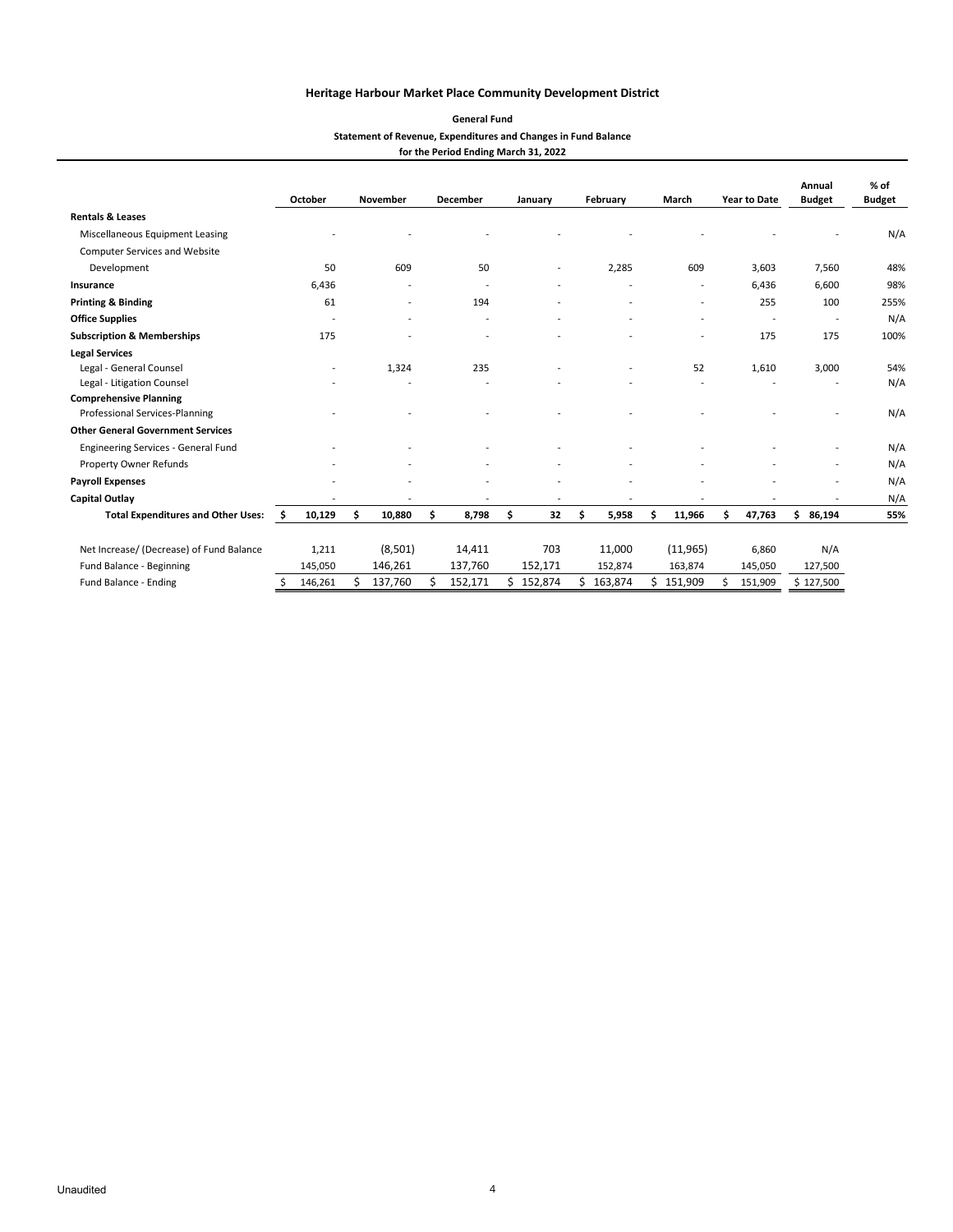### Heritage Harbour Market Place Community Development District

**General Fund**
**Statement of Revenue, Expenditures and Changes in Fund Balance**
**for the Period Ending March 31, 2022**

| | October | November | December | January | February | March | Year to Date | Annual Budget | % of Budget |
|---|---|---|---|---|---|---|---|---|---|
| **Rentals & Leases** | | | | | | | | | |
| Miscellaneous Equipment Leasing | - | - | - | - | - | - | - | - | N/A |
| Computer Services and Website Development | 50 | 609 | 50 | - | 2,285 | 609 | 3,603 | 7,560 | 48% |
| **Insurance** | 6,436 | - | - | - | - | - | 6,436 | 6,600 | 98% |
| **Printing & Binding** | 61 | - | 194 | - | - | - | 255 | 100 | 255% |
| **Office Supplies** | - | - | - | - | - | - | - | - | N/A |
| **Subscription & Memberships** | 175 | - | - | - | - | - | 175 | 175 | 100% |
| **Legal Services** | | | | | | | | | |
| Legal - General Counsel | - | 1,324 | 235 | - | - | 52 | 1,610 | 3,000 | 54% |
| Legal - Litigation Counsel | - | - | - | - | - | - | - | - | N/A |
| **Comprehensive Planning** | | | | | | | | | |
| Professional Services-Planning | - | - | - | - | - | - | - | - | N/A |
| **Other General Government Services** | | | | | | | | | |
| Engineering Services - General Fund | - | - | - | - | - | - | - | - | N/A |
| Property Owner Refunds | - | - | - | - | - | - | - | - | N/A |
| **Payroll Expenses** | - | - | - | - | - | - | - | - | N/A |
| **Capital Outlay** | - | - | - | - | - | - | - | - | N/A |
| **Total Expenditures and Other Uses:** | **$ 10,129** | **$ 10,880** | **$ 8,798** | **$ 32** | **$ 5,958** | **$ 11,966** | **$ 47,763** | **$ 86,194** | **55%** |
| | | | | | | | | | |
| Net Increase/ (Decrease) of Fund Balance | 1,211 | (8,501) | 14,411 | 703 | 11,000 | (11,965) | 6,860 | N/A | |
| Fund Balance - Beginning | 145,050 | 146,261 | 137,760 | 152,171 | 152,874 | 163,874 | 145,050 | 127,500 | |
| Fund Balance - Ending | $ 146,261 | $ 137,760 | $ 152,171 | $ 152,874 | $ 163,874 | $ 151,909 | $ 151,909 | $ 127,500 | |

Unaudited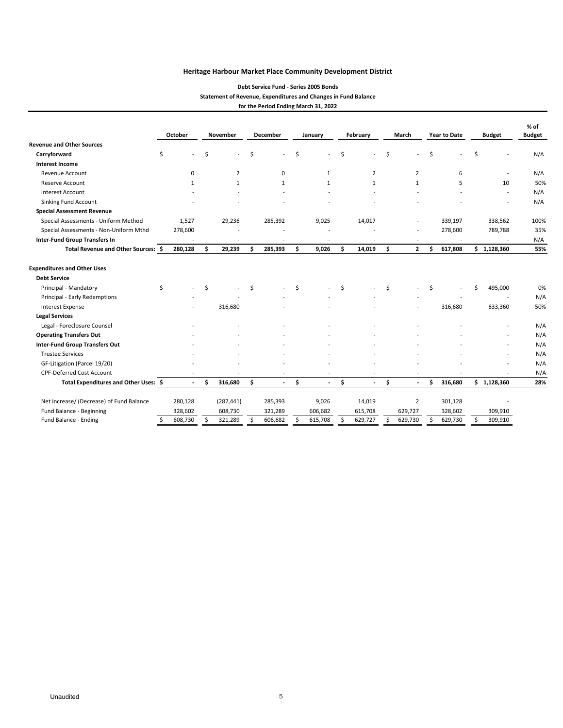# Heritage Harbour Market Place Community Development District

## Debt Service Fund - Series 2005 Bonds

### Statement of Revenue, Expenditures and Changes in Fund Balance

#### for the Period Ending March 31, 2022

| | October | November | December | January | February | March | Year to Date | Budget | % of Budget |
|---|---|---|---|---|---|---|---|---|---|
| **Revenue and Other Sources** | | | | | | | | | |
| **Carryforward** | $ - | $ - | $ - | $ - | $ - | $ - | $ - | $ - | N/A |
| **Interest Income** | | | | | | | | | |
| Revenue Account | 0 | 2 | 0 | 1 | 2 | 2 | 6 | - | N/A |
| Reserve Account | 1 | 1 | 1 | 1 | 1 | 1 | 5 | 10 | 50% |
| Interest Account | - | - | - | - | - | - | - | - | N/A |
| Sinking Fund Account | - | - | - | - | - | - | - | - | N/A |
| **Special Assessment Revenue** | | | | | | | | | |
| Special Assessments - Uniform Method | 1,527 | 29,236 | 285,392 | 9,025 | 14,017 | - | 339,197 | 338,562 | 100% |
| Special Assessments - Non-Uniform Mthd | 278,600 | - | - | - | - | - | 278,600 | 789,788 | 35% |
| **Inter-Fund Group Transfers In** | - | - | - | - | - | - | - | - | N/A |
| **Total Revenue and Other Sources:** | **$ 280,128** | **$ 29,239** | **$ 285,393** | **$ 9,026** | **$ 14,019** | **$ 2** | **$ 617,808** | **$ 1,128,360** | **55%** |
| **Expenditures and Other Uses** | | | | | | | | | |
| **Debt Service** | | | | | | | | | |
| Principal - Mandatory | $ - | $ - | $ - | $ - | $ - | $ - | $ - | $ 495,000 | 0% |
| Principal - Early Redemptions | - | - | - | - | - | - | - | - | N/A |
| Interest Expense | - | 316,680 | - | - | - | - | 316,680 | 633,360 | 50% |
| **Legal Services** | | | | | | | | | |
| Legal - Foreclosure Counsel | - | - | - | - | - | - | - | - | N/A |
| **Operating Transfers Out** | - | - | - | - | - | - | - | - | N/A |
| **Inter-Fund Group Transfers Out** | - | - | - | - | - | - | - | - | N/A |
| Trustee Services | - | - | - | - | - | - | - | - | N/A |
| GF-Litigation (Parcel 19/20) | - | - | - | - | - | - | - | - | N/A |
| CPF-Deferred Cost Account | - | - | - | - | - | - | - | - | N/A |
| **Total Expenditures and Other Uses:** | **$ -** | **$ 316,680** | **$ -** | **$ -** | **$ -** | **$ -** | **$ 316,680** | **$ 1,128,360** | **28%** |
| Net Increase/ (Decrease) of Fund Balance | 280,128 | (287,441) | 285,393 | 9,026 | 14,019 | 2 | 301,128 | - | |
| Fund Balance - Beginning | 328,602 | 608,730 | 321,289 | 606,682 | 615,708 | 629,727 | 328,602 | 309,910 | |
| Fund Balance - Ending | $ 608,730 | $ 321,289 | $ 606,682 | $ 615,708 | $ 629,727 | $ 629,730 | $ 629,730 | $ 309,910 | |

Unaudited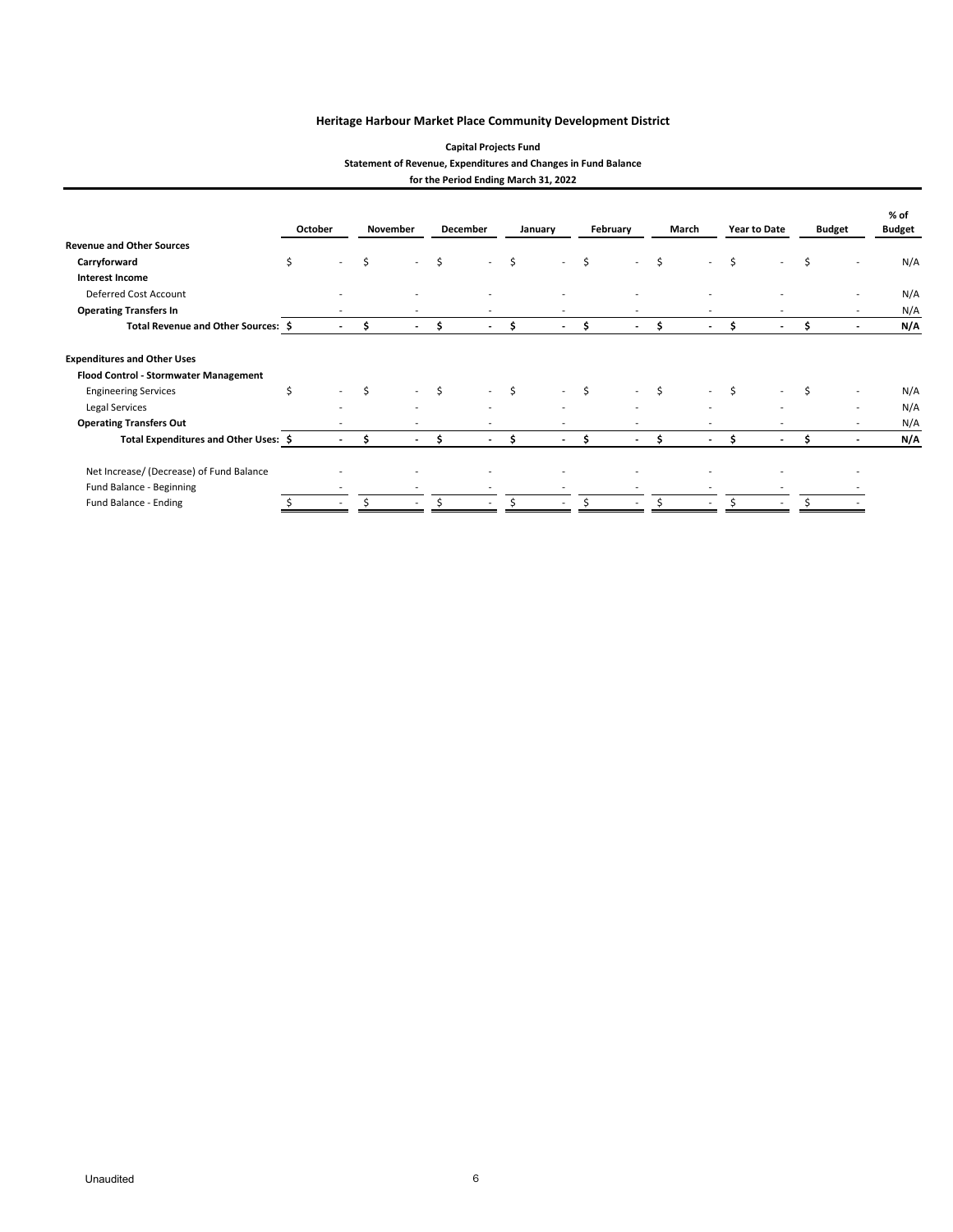# Heritage Harbour Market Place Community Development District

**Capital Projects Fund**
**Statement of Revenue, Expenditures and Changes in Fund Balance**
**for the Period Ending March 31, 2022**

| | October | November | December | January | February | March | Year to Date | Budget | % of Budget |
|---|---|---|---|---|---|---|---|---|---|
| **Revenue and Other Sources** | | | | | | | | | |
| **Carryforward** | $ - | $ - | $ - | $ - | $ - | $ - | $ - | $ - | N/A |
| **Interest Income** | | | | | | | | | |
| Deferred Cost Account | - | - | - | - | - | - | - | - | N/A |
| **Operating Transfers In** | - | - | - | - | - | - | - | - | N/A |
| **Total Revenue and Other Sources:** | **$ -** | **$ -** | **$ -** | **$ -** | **$ -** | **$ -** | **$ -** | **$ -** | **N/A** |
| **Expenditures and Other Uses** | | | | | | | | | |
| **Flood Control - Stormwater Management** | | | | | | | | | |
| Engineering Services | $ - | $ - | $ - | $ - | $ - | $ - | $ - | $ - | N/A |
| Legal Services | - | - | - | - | - | - | - | - | N/A |
| **Operating Transfers Out** | - | - | - | - | - | - | - | - | N/A |
| **Total Expenditures and Other Uses:** | **$ -** | **$ -** | **$ -** | **$ -** | **$ -** | **$ -** | **$ -** | **$ -** | **N/A** |
| Net Increase/ (Decrease) of Fund Balance | - | - | - | - | - | - | - | - | |
| Fund Balance - Beginning | - | - | - | - | - | - | - | - | |
| Fund Balance - Ending | $ - | $ - | $ - | $ - | $ - | $ - | $ - | $ - | |

Unaudited